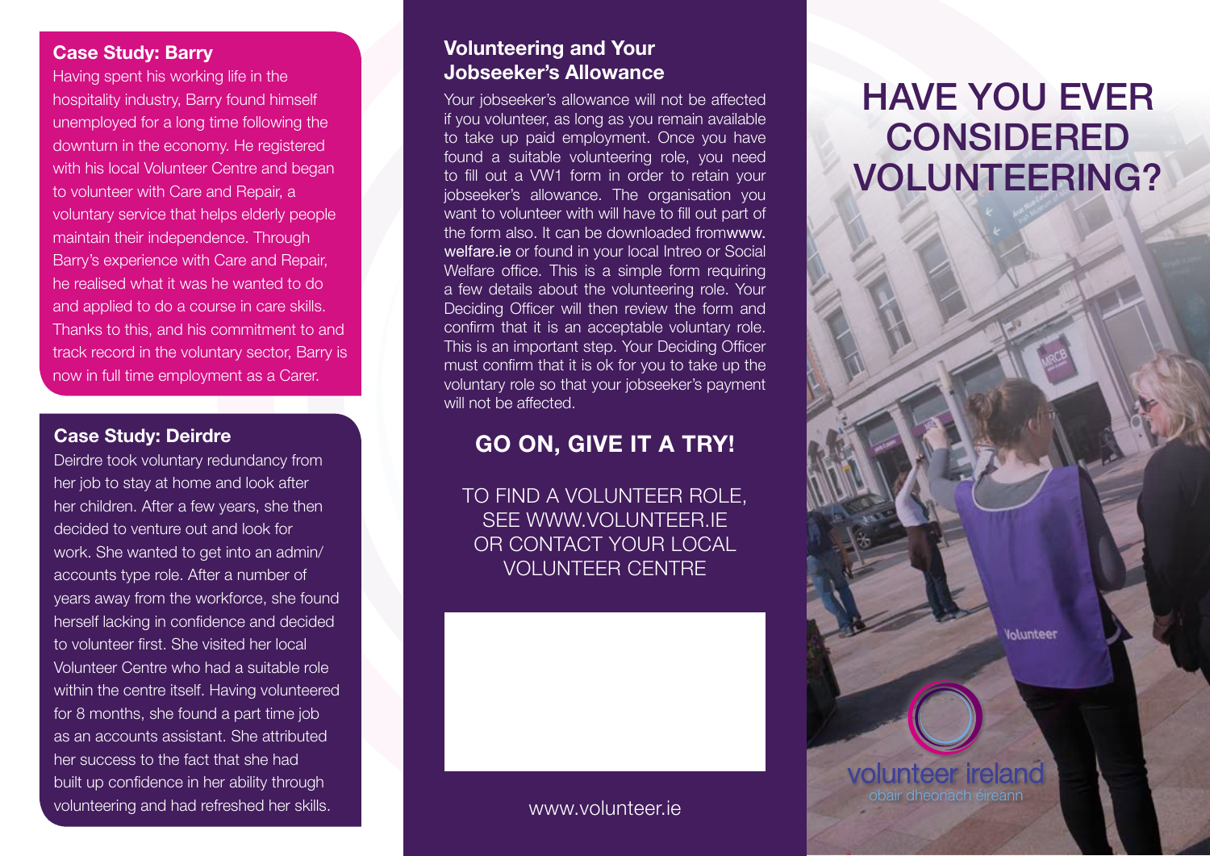## Case Study: Barry

Having spent his working life in the hospitality industry, Barry found himself unemployed for a long time following the downturn in the economy. He registered with his local Volunteer Centre and began to volunteer with Care and Repair, a voluntary service that helps elderly people maintain their independence. Through Barry's experience with Care and Repair, he realised what it was he wanted to do and applied to do a course in care skills. Thanks to this, and his commitment to and track record in the voluntary sector, Barry is now in full time employment as a Carer.

## Case Study: Deirdre

Deirdre took voluntary redundancy from her job to stay at home and look after her children. After a few years, she then decided to venture out and look for work. She wanted to get into an admin/ accounts type role. After a number of years away from the workforce, she found herself lacking in confidence and decided to volunteer first. She visited her local Volunteer Centre who had a suitable role within the centre itself. Having volunteered for 8 months, she found a part time job as an accounts assistant. She attributed her success to the fact that she had built up confidence in her ability through volunteering and had refreshed her skills.

## Volunteering and Your Jobseeker's Allowance

Your jobseeker's allowance will not be affected if you volunteer, as long as you remain available to take up paid employment. Once you have found a suitable volunteering role, you need to fill out a VW1 form in order to retain your jobseeker's allowance. The organisation you want to volunteer with will have to fill out part of the form also. It can be downloaded fromwww.welfare.ie or found in your local Intreo or Social Welfare office. This is a simple form requiring a few details about the volunteering role. Your Deciding Officer will then review the form and confirm that it is an acceptable voluntary role. This is an important step. Your Deciding Officer must confirm that it is ok for you to take up the voluntary role so that your jobseeker's payment will not be affected.

## GO ON, GIVE IT A TRY!

TO FIND A VOLUNTEER ROLE, SEE WWW.VOLUNTEER.IE OR CONTACT YOUR LOCAL VOLUNTEER CENTRE

www.volunteer.ie

# HAVE YOU EVER CONSIDERED VOLUNTEERING?

volunteer ireland
obair dheonach éireann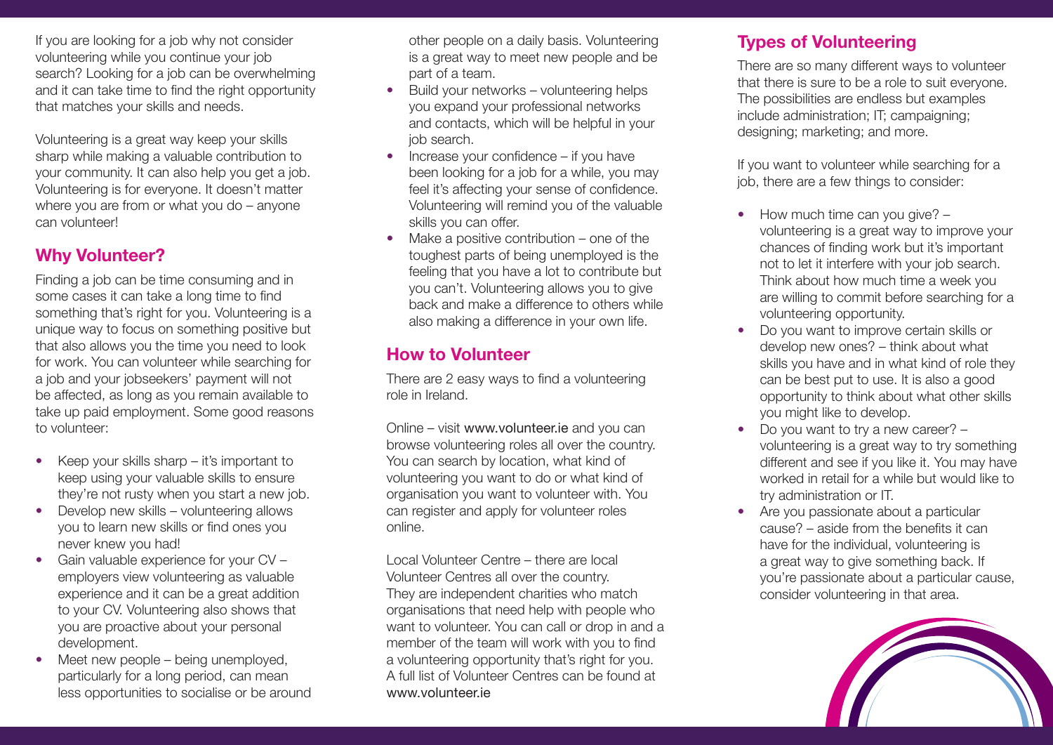If you are looking for a job why not consider volunteering while you continue your job search? Looking for a job can be overwhelming and it can take time to find the right opportunity that matches your skills and needs.

Volunteering is a great way keep your skills sharp while making a valuable contribution to your community. It can also help you get a job. Volunteering is for everyone. It doesn't matter where you are from or what you do – anyone can volunteer!

## Why Volunteer?

Finding a job can be time consuming and in some cases it can take a long time to find something that's right for you. Volunteering is a unique way to focus on something positive but that also allows you the time you need to look for work. You can volunteer while searching for a job and your jobseekers' payment will not be affected, as long as you remain available to take up paid employment. Some good reasons to volunteer:

- Keep your skills sharp – it's important to keep using your valuable skills to ensure they're not rusty when you start a new job.
- Develop new skills – volunteering allows you to learn new skills or find ones you never knew you had!
- Gain valuable experience for your CV – employers view volunteering as valuable experience and it can be a great addition to your CV. Volunteering also shows that you are proactive about your personal development.
- Meet new people – being unemployed, particularly for a long period, can mean less opportunities to socialise or be around other people on a daily basis. Volunteering is a great way to meet new people and be part of a team.
- Build your networks – volunteering helps you expand your professional networks and contacts, which will be helpful in your job search.
- Increase your confidence – if you have been looking for a job for a while, you may feel it's affecting your sense of confidence. Volunteering will remind you of the valuable skills you can offer.
- Make a positive contribution – one of the toughest parts of being unemployed is the feeling that you have a lot to contribute but you can't. Volunteering allows you to give back and make a difference to others while also making a difference in your own life.

## How to Volunteer

There are 2 easy ways to find a volunteering role in Ireland.

Online – visit www.volunteer.ie and you can browse volunteering roles all over the country. You can search by location, what kind of volunteering you want to do or what kind of organisation you want to volunteer with. You can register and apply for volunteer roles online.

Local Volunteer Centre – there are local Volunteer Centres all over the country. They are independent charities who match organisations that need help with people who want to volunteer. You can call or drop in and a member of the team will work with you to find a volunteering opportunity that's right for you. A full list of Volunteer Centres can be found at www.volunteer.ie

## Types of Volunteering

There are so many different ways to volunteer that there is sure to be a role to suit everyone. The possibilities are endless but examples include administration; IT; campaigning; designing; marketing; and more.

If you want to volunteer while searching for a job, there are a few things to consider:

- How much time can you give? – volunteering is a great way to improve your chances of finding work but it's important not to let it interfere with your job search. Think about how much time a week you are willing to commit before searching for a volunteering opportunity.
- Do you want to improve certain skills or develop new ones? – think about what skills you have and in what kind of role they can be best put to use. It is also a good opportunity to think about what other skills you might like to develop.
- Do you want to try a new career? – volunteering is a great way to try something different and see if you like it. You may have worked in retail for a while but would like to try administration or IT.
- Are you passionate about a particular cause? – aside from the benefits it can have for the individual, volunteering is a great way to give something back. If you're passionate about a particular cause, consider volunteering in that area.